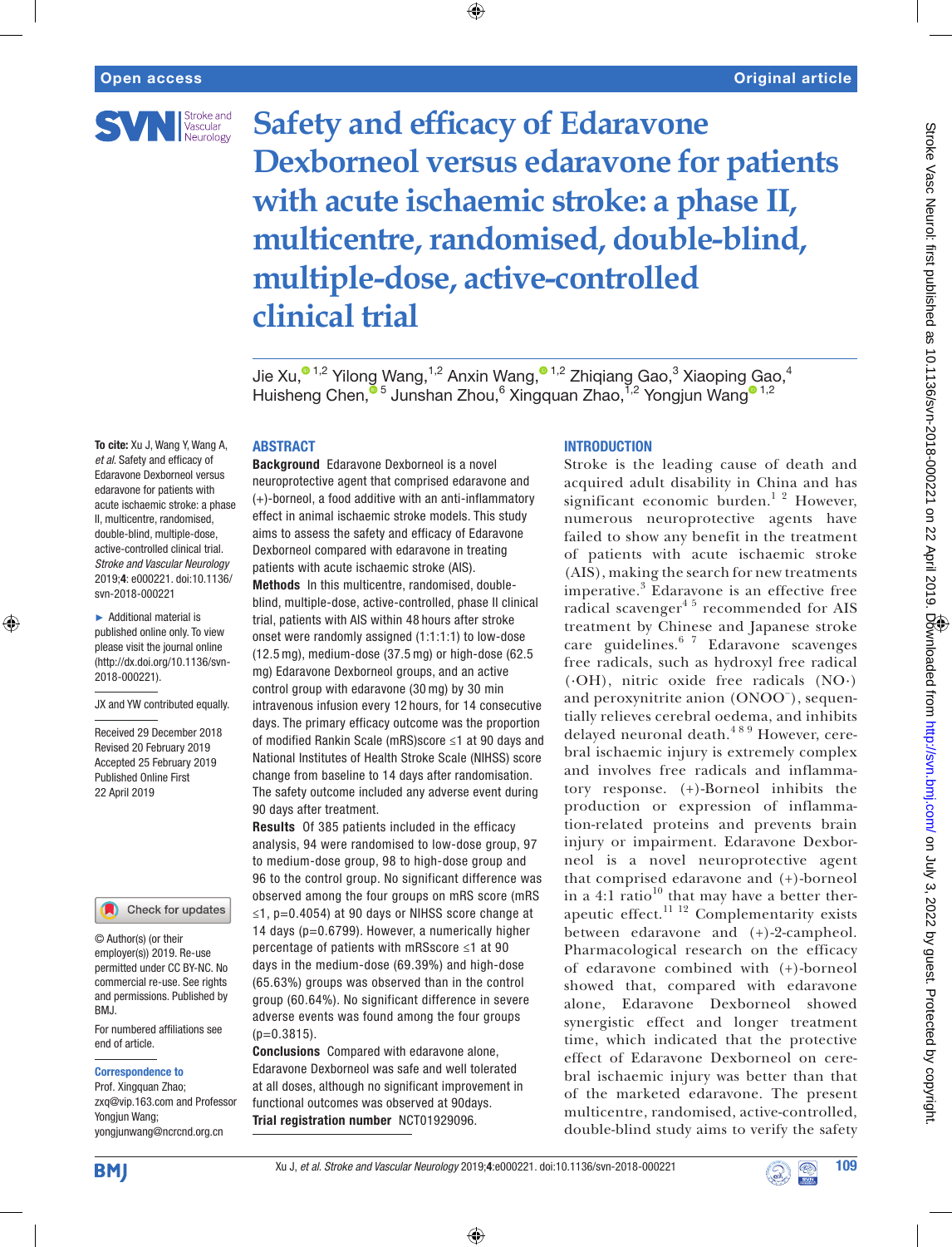# Safety and efficacy of Edaravone Dexborneol versus edaravone for patients with acute ischaemic stroke: a phase II, multicentre, randomised, double-blind, multiple-dose, active-controlled clinical trial

Jie Xu,[1,2] Yilong Wang,[1,2] Anxin Wang,[1,2] Zhiqiang Gao,[3] Xiaoping Gao,[4] Huisheng Chen,[5] Junshan Zhou,[6] Xingquan Zhao,[1,2] Yongjun Wang[1,2]

**To cite:** Xu J, Wang Y, Wang A, *et al*. Safety and efficacy of Edaravone Dexborneol versus edaravone for patients with acute ischaemic stroke: a phase II, multicentre, randomised, double-blind, multiple-dose, active-controlled clinical trial. *Stroke and Vascular Neurology* 2019;**4**: e000221. doi:10.1136/svn-2018-000221

► Additional material is published online only. To view please visit the journal online (http://dx.doi.org/10.1136/svn-2018-000221).

JX and YW contributed equally.

Received 29 December 2018
Revised 20 February 2019
Accepted 25 February 2019
Published Online First 22 April 2019

© Author(s) (or their employer(s)) 2019. Re-use permitted under CC BY-NC. No commercial re-use. See rights and permissions. Published by BMJ.

For numbered affiliations see end of article.

**Correspondence to**
Prof. Xingquan Zhao; zxq@vip.163.com and Professor Yongjun Wang; yongjunwang@ncrcnd.org.cn

## ABSTRACT

**Background** Edaravone Dexborneol is a novel neuroprotective agent that comprised edaravone and (+)-borneol, a food additive with an anti-inflammatory effect in animal ischaemic stroke models. This study aims to assess the safety and efficacy of Edaravone Dexborneol compared with edaravone in treating patients with acute ischaemic stroke (AIS).

**Methods** In this multicentre, randomised, double-blind, multiple-dose, active-controlled, phase II clinical trial, patients with AIS within 48 hours after stroke onset were randomly assigned (1:1:1:1) to low-dose (12.5 mg), medium-dose (37.5 mg) or high-dose (62.5 mg) Edaravone Dexborneol groups, and an active control group with edaravone (30 mg) by 30 min intravenous infusion every 12 hours, for 14 consecutive days. The primary efficacy outcome was the proportion of modified Rankin Scale (mRS)score ≤1 at 90 days and National Institutes of Health Stroke Scale (NIHSS) score change from baseline to 14 days after randomisation. The safety outcome included any adverse event during 90 days after treatment.

**Results** Of 385 patients included in the efficacy analysis, 94 were randomised to low-dose group, 97 to medium-dose group, 98 to high-dose group and 96 to the control group. No significant difference was observed among the four groups on mRS score (mRS ≤1, p=0.4054) at 90 days or NIHSS score change at 14 days (p=0.6799). However, a numerically higher percentage of patients with mRSscore ≤1 at 90 days in the medium-dose (69.39%) and high-dose (65.63%) groups was observed than in the control group (60.64%). No significant difference in severe adverse events was found among the four groups (p=0.3815).

**Conclusions** Compared with edaravone alone, Edaravone Dexborneol was safe and well tolerated at all doses, although no significant improvement in functional outcomes was observed at 90days.

**Trial registration number** NCT01929096.

## INTRODUCTION

Stroke is the leading cause of death and acquired adult disability in China and has significant economic burden.[1 2] However, numerous neuroprotective agents have failed to show any benefit in the treatment of patients with acute ischaemic stroke (AIS), making the search for new treatments imperative.[3] Edaravone is an effective free radical scavenger[4 5] recommended for AIS treatment by Chinese and Japanese stroke care guidelines.[6 7] Edaravone scavenges free radicals, such as hydroxyl free radical (·OH), nitric oxide free radicals (NO·) and peroxynitrite anion (ONOO⁻), sequentially relieves cerebral oedema, and inhibits delayed neuronal death.[4 8 9] However, cerebral ischaemic injury is extremely complex and involves free radicals and inflammatory response. (+)-Borneol inhibits the production or expression of inflammation-related proteins and prevents brain injury or impairment. Edaravone Dexborneol is a novel neuroprotective agent that comprised edaravone and (+)-borneol in a 4:1 ratio[10] that may have a better therapeutic effect.[11 12] Complementarity exists between edaravone and (+)-2-campheol. Pharmacological research on the efficacy of edaravone combined with (+)-borneol showed that, compared with edaravone alone, Edaravone Dexborneol showed synergistic effect and longer treatment time, which indicated that the protective effect of Edaravone Dexborneol on cerebral ischaemic injury was better than that of the marketed edaravone. The present multicentre, randomised, active-controlled, double-blind study aims to verify the safety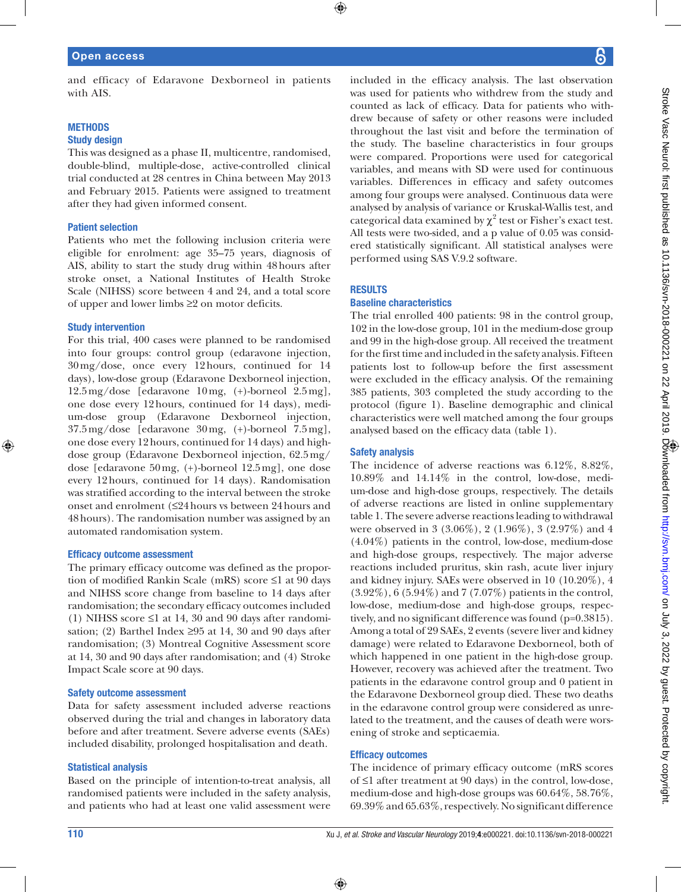and efficacy of Edaravone Dexborneol in patients with AIS.

## METHODS

### Study design

This was designed as a phase II, multicentre, randomised, double-blind, multiple-dose, active-controlled clinical trial conducted at 28 centres in China between May 2013 and February 2015. Patients were assigned to treatment after they had given informed consent.

### Patient selection

Patients who met the following inclusion criteria were eligible for enrolment: age 35–75 years, diagnosis of AIS, ability to start the study drug within 48 hours after stroke onset, a National Institutes of Health Stroke Scale (NIHSS) score between 4 and 24, and a total score of upper and lower limbs ≥2 on motor deficits.

### Study intervention

For this trial, 400 cases were planned to be randomised into four groups: control group (edaravone injection, 30 mg/dose, once every 12 hours, continued for 14 days), low-dose group (Edaravone Dexborneol injection, 12.5 mg/dose [edaravone 10 mg, (+)-borneol 2.5 mg], one dose every 12 hours, continued for 14 days), medium-dose group (Edaravone Dexborneol injection, 37.5 mg/dose [edaravone 30 mg, (+)-borneol 7.5 mg], one dose every 12 hours, continued for 14 days) and high-dose group (Edaravone Dexborneol injection, 62.5 mg/dose [edaravone 50 mg, (+)-borneol 12.5 mg], one dose every 12 hours, continued for 14 days). Randomisation was stratified according to the interval between the stroke onset and enrolment (≤24 hours vs between 24 hours and 48 hours). The randomisation number was assigned by an automated randomisation system.

### Efficacy outcome assessment

The primary efficacy outcome was defined as the proportion of modified Rankin Scale (mRS) score ≤1 at 90 days and NIHSS score change from baseline to 14 days after randomisation; the secondary efficacy outcomes included (1) NIHSS score ≤1 at 14, 30 and 90 days after randomisation; (2) Barthel Index ≥95 at 14, 30 and 90 days after randomisation; (3) Montreal Cognitive Assessment score at 14, 30 and 90 days after randomisation; and (4) Stroke Impact Scale score at 90 days.

### Safety outcome assessment

Data for safety assessment included adverse reactions observed during the trial and changes in laboratory data before and after treatment. Severe adverse events (SAEs) included disability, prolonged hospitalisation and death.

### Statistical analysis

Based on the principle of intention-to-treat analysis, all randomised patients were included in the safety analysis, and patients who had at least one valid assessment were included in the efficacy analysis. The last observation was used for patients who withdrew from the study and counted as lack of efficacy. Data for patients who withdrew because of safety or other reasons were included throughout the last visit and before the termination of the study. The baseline characteristics in four groups were compared. Proportions were used for categorical variables, and means with SD were used for continuous variables. Differences in efficacy and safety outcomes among four groups were analysed. Continuous data were analysed by analysis of variance or Kruskal-Wallis test, and categorical data examined by $\chi^2$ test or Fisher's exact test. All tests were two-sided, and a p value of 0.05 was considered statistically significant. All statistical analyses were performed using SAS V.9.2 software.

## RESULTS

### Baseline characteristics

The trial enrolled 400 patients: 98 in the control group, 102 in the low-dose group, 101 in the medium-dose group and 99 in the high-dose group. All received the treatment for the first time and included in the safety analysis. Fifteen patients lost to follow-up before the first assessment were excluded in the efficacy analysis. Of the remaining 385 patients, 303 completed the study according to the protocol (figure 1). Baseline demographic and clinical characteristics were well matched among the four groups analysed based on the efficacy data (table 1).

### Safety analysis

The incidence of adverse reactions was 6.12%, 8.82%, 10.89% and 14.14% in the control, low-dose, medium-dose and high-dose groups, respectively. The details of adverse reactions are listed in online supplementary table 1. The severe adverse reactions leading to withdrawal were observed in 3 (3.06%), 2 (1.96%), 3 (2.97%) and 4 (4.04%) patients in the control, low-dose, medium-dose and high-dose groups, respectively. The major adverse reactions included pruritus, skin rash, acute liver injury and kidney injury. SAEs were observed in 10 (10.20%), 4 (3.92%), 6 (5.94%) and 7 (7.07%) patients in the control, low-dose, medium-dose and high-dose groups, respectively, and no significant difference was found (p=0.3815). Among a total of 29 SAEs, 2 events (severe liver and kidney damage) were related to Edaravone Dexborneol, both of which happened in one patient in the high-dose group. However, recovery was achieved after the treatment. Two patients in the edaravone control group and 0 patient in the Edaravone Dexborneol group died. These two deaths in the edaravone control group were considered as unrelated to the treatment, and the causes of death were worsening of stroke and septicaemia.

### Efficacy outcomes

The incidence of primary efficacy outcome (mRS scores of ≤1 after treatment at 90 days) in the control, low-dose, medium-dose and high-dose groups was 60.64%, 58.76%, 69.39% and 65.63%, respectively. No significant difference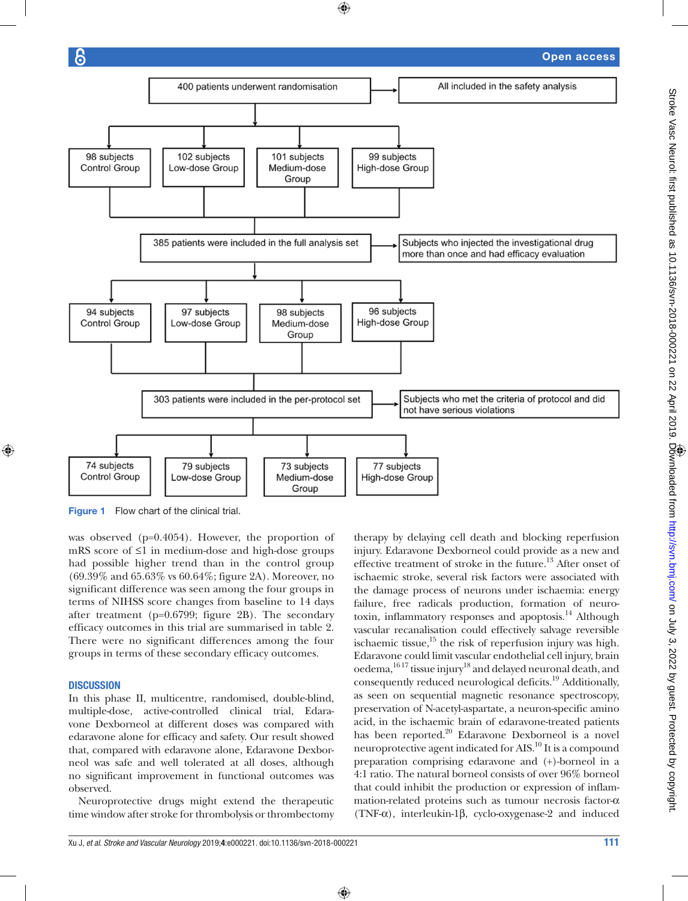400 patients underwent randomisation → All included in the safety analysis

98 subjects Control Group | 102 subjects Low-dose Group | 101 subjects Medium-dose Group | 99 subjects High-dose Group

385 patients were included in the full analysis set → Subjects who injected the investigational drug more than once and had efficacy evaluation

94 subjects Control Group | 97 subjects Low-dose Group | 98 subjects Medium-dose Group | 96 subjects High-dose Group

303 patients were included in the per-protocol set → Subjects who met the criteria of protocol and did not have serious violations

74 subjects Control Group | 79 subjects Low-dose Group | 73 subjects Medium-dose Group | 77 subjects High-dose Group

**Figure 1** Flow chart of the clinical trial.

was observed (p=0.4054). However, the proportion of mRS score of ≤1 in medium-dose and high-dose groups had possible higher trend than in the control group (69.39% and 65.63% vs 60.64%; figure 2A). Moreover, no significant difference was seen among the four groups in terms of NIHSS score changes from baseline to 14 days after treatment (p=0.6799; figure 2B). The secondary efficacy outcomes in this trial are summarised in table 2. There were no significant differences among the four groups in terms of these secondary efficacy outcomes.

## DISCUSSION

In this phase II, multicentre, randomised, double-blind, multiple-dose, active-controlled clinical trial, Edaravone Dexborneol at different doses was compared with edaravone alone for efficacy and safety. Our result showed that, compared with edaravone alone, Edaravone Dexborneol was safe and well tolerated at all doses, although no significant improvement in functional outcomes was observed.

Neuroprotective drugs might extend the therapeutic time window after stroke for thrombolysis or thrombectomy therapy by delaying cell death and blocking reperfusion injury. Edaravone Dexborneol could provide as a new and effective treatment of stroke in the future.[13] After onset of ischaemic stroke, several risk factors were associated with the damage process of neurons under ischaemia: energy failure, free radicals production, formation of neurotoxin, inflammatory responses and apoptosis.[14] Although vascular recanalisation could effectively salvage reversible ischaemic tissue,[15] the risk of reperfusion injury was high. Edaravone could limit vascular endothelial cell injury, brain oedema,[16,17] tissue injury[18] and delayed neuronal death, and consequently reduced neurological deficits.[19] Additionally, as seen on sequential magnetic resonance spectroscopy, preservation of N-acetyl-aspartate, a neuron-specific amino acid, in the ischaemic brain of edaravone-treated patients has been reported.[20] Edaravone Dexborneol is a novel neuroprotective agent indicated for AIS.[10] It is a compound preparation comprising edaravone and (+)-borneol in a 4:1 ratio. The natural borneol consists of over 96% borneol that could inhibit the production or expression of inflammation-related proteins such as tumour necrosis factor-α (TNF-α), interleukin-1β, cyclo-oxygenase-2 and induced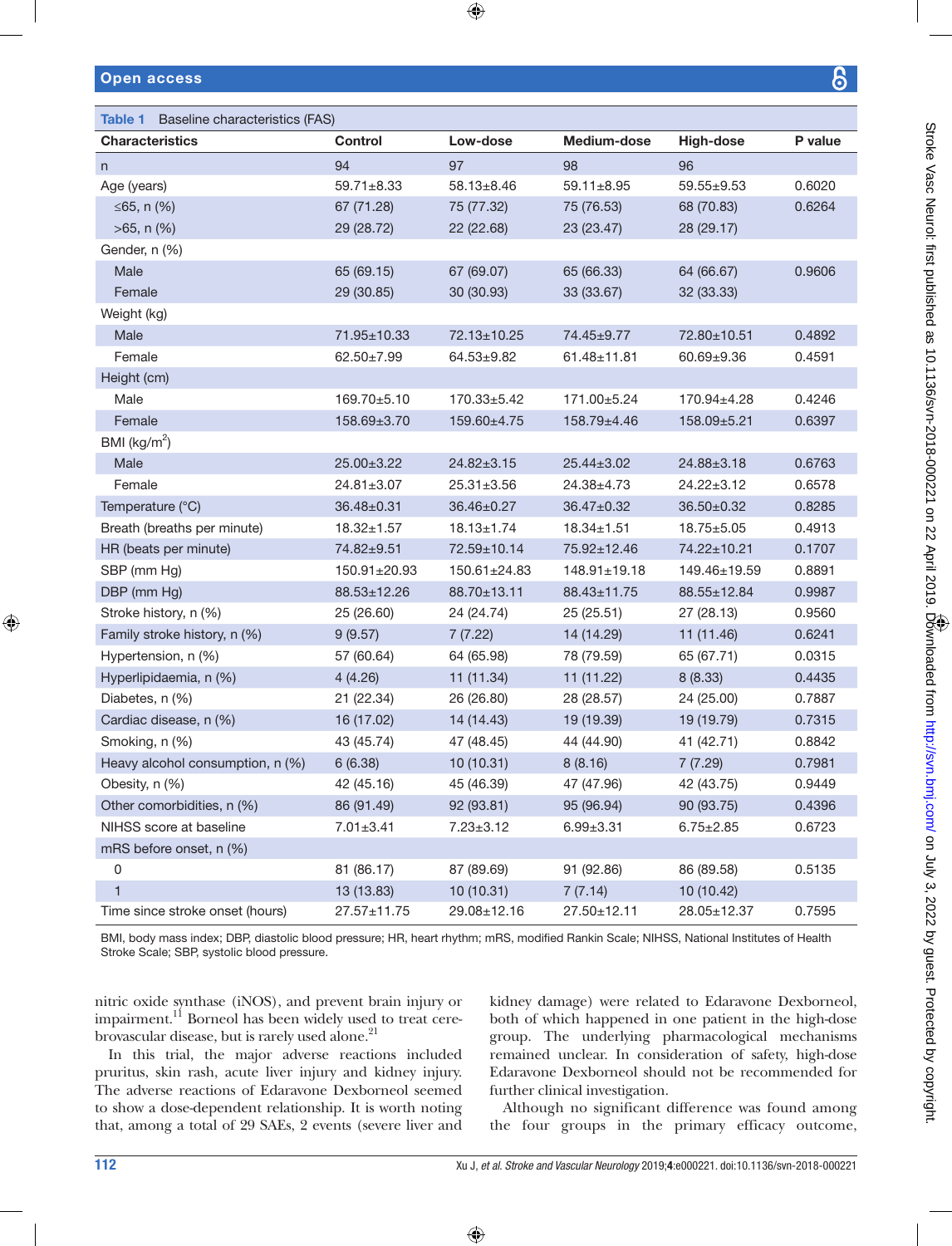**Table 1** Baseline characteristics (FAS)

| Characteristics | Control | Low-dose | Medium-dose | High-dose | P value |
|---|---|---|---|---|---|
| n | 94 | 97 | 98 | 96 | |
| Age (years) | 59.71±8.33 | 58.13±8.46 | 59.11±8.95 | 59.55±9.53 | 0.6020 |
| ≤65, n (%) | 67 (71.28) | 75 (77.32) | 75 (76.53) | 68 (70.83) | 0.6264 |
| >65, n (%) | 29 (28.72) | 22 (22.68) | 23 (23.47) | 28 (29.17) | |
| Gender, n (%) | | | | | |
| Male | 65 (69.15) | 67 (69.07) | 65 (66.33) | 64 (66.67) | 0.9606 |
| Female | 29 (30.85) | 30 (30.93) | 33 (33.67) | 32 (33.33) | |
| Weight (kg) | | | | | |
| Male | 71.95±10.33 | 72.13±10.25 | 74.45±9.77 | 72.80±10.51 | 0.4892 |
| Female | 62.50±7.99 | 64.53±9.82 | 61.48±11.81 | 60.69±9.36 | 0.4591 |
| Height (cm) | | | | | |
| Male | 169.70±5.10 | 170.33±5.42 | 171.00±5.24 | 170.94±4.28 | 0.4246 |
| Female | 158.69±3.70 | 159.60±4.75 | 158.79±4.46 | 158.09±5.21 | 0.6397 |
| BMI (kg/m$^2$) | | | | | |
| Male | 25.00±3.22 | 24.82±3.15 | 25.44±3.02 | 24.88±3.18 | 0.6763 |
| Female | 24.81±3.07 | 25.31±3.56 | 24.38±4.73 | 24.22±3.12 | 0.6578 |
| Temperature (°C) | 36.48±0.31 | 36.46±0.27 | 36.47±0.32 | 36.50±0.32 | 0.8285 |
| Breath (breaths per minute) | 18.32±1.57 | 18.13±1.74 | 18.34±1.51 | 18.75±5.05 | 0.4913 |
| HR (beats per minute) | 74.82±9.51 | 72.59±10.14 | 75.92±12.46 | 74.22±10.21 | 0.1707 |
| SBP (mm Hg) | 150.91±20.93 | 150.61±24.83 | 148.91±19.18 | 149.46±19.59 | 0.8891 |
| DBP (mm Hg) | 88.53±12.26 | 88.70±13.11 | 88.43±11.75 | 88.55±12.84 | 0.9987 |
| Stroke history, n (%) | 25 (26.60) | 24 (24.74) | 25 (25.51) | 27 (28.13) | 0.9560 |
| Family stroke history, n (%) | 9 (9.57) | 7 (7.22) | 14 (14.29) | 11 (11.46) | 0.6241 |
| Hypertension, n (%) | 57 (60.64) | 64 (65.98) | 78 (79.59) | 65 (67.71) | 0.0315 |
| Hyperlipidaemia, n (%) | 4 (4.26) | 11 (11.34) | 11 (11.22) | 8 (8.33) | 0.4435 |
| Diabetes, n (%) | 21 (22.34) | 26 (26.80) | 28 (28.57) | 24 (25.00) | 0.7887 |
| Cardiac disease, n (%) | 16 (17.02) | 14 (14.43) | 19 (19.39) | 19 (19.79) | 0.7315 |
| Smoking, n (%) | 43 (45.74) | 47 (48.45) | 44 (44.90) | 41 (42.71) | 0.8842 |
| Heavy alcohol consumption, n (%) | 6 (6.38) | 10 (10.31) | 8 (8.16) | 7 (7.29) | 0.7981 |
| Obesity, n (%) | 42 (45.16) | 45 (46.39) | 47 (47.96) | 42 (43.75) | 0.9449 |
| Other comorbidities, n (%) | 86 (91.49) | 92 (93.81) | 95 (96.94) | 90 (93.75) | 0.4396 |
| NIHSS score at baseline | 7.01±3.41 | 7.23±3.12 | 6.99±3.31 | 6.75±2.85 | 0.6723 |
| mRS before onset, n (%) | | | | | |
| 0 | 81 (86.17) | 87 (89.69) | 91 (92.86) | 86 (89.58) | 0.5135 |
| 1 | 13 (13.83) | 10 (10.31) | 7 (7.14) | 10 (10.42) | |
| Time since stroke onset (hours) | 27.57±11.75 | 29.08±12.16 | 27.50±12.11 | 28.05±12.37 | 0.7595 |

BMI, body mass index; DBP, diastolic blood pressure; HR, heart rhythm; mRS, modified Rankin Scale; NIHSS, National Institutes of Health Stroke Scale; SBP, systolic blood pressure.

nitric oxide synthase (iNOS), and prevent brain injury or impairment.[11] Borneol has been widely used to treat cerebrovascular disease, but is rarely used alone.[21]

In this trial, the major adverse reactions included pruritus, skin rash, acute liver injury and kidney injury. The adverse reactions of Edaravone Dexborneol seemed to show a dose-dependent relationship. It is worth noting that, among a total of 29 SAEs, 2 events (severe liver and kidney damage) were related to Edaravone Dexborneol, both of which happened in one patient in the high-dose group. The underlying pharmacological mechanisms remained unclear. In consideration of safety, high-dose Edaravone Dexborneol should not be recommended for further clinical investigation.

Although no significant difference was found among the four groups in the primary efficacy outcome,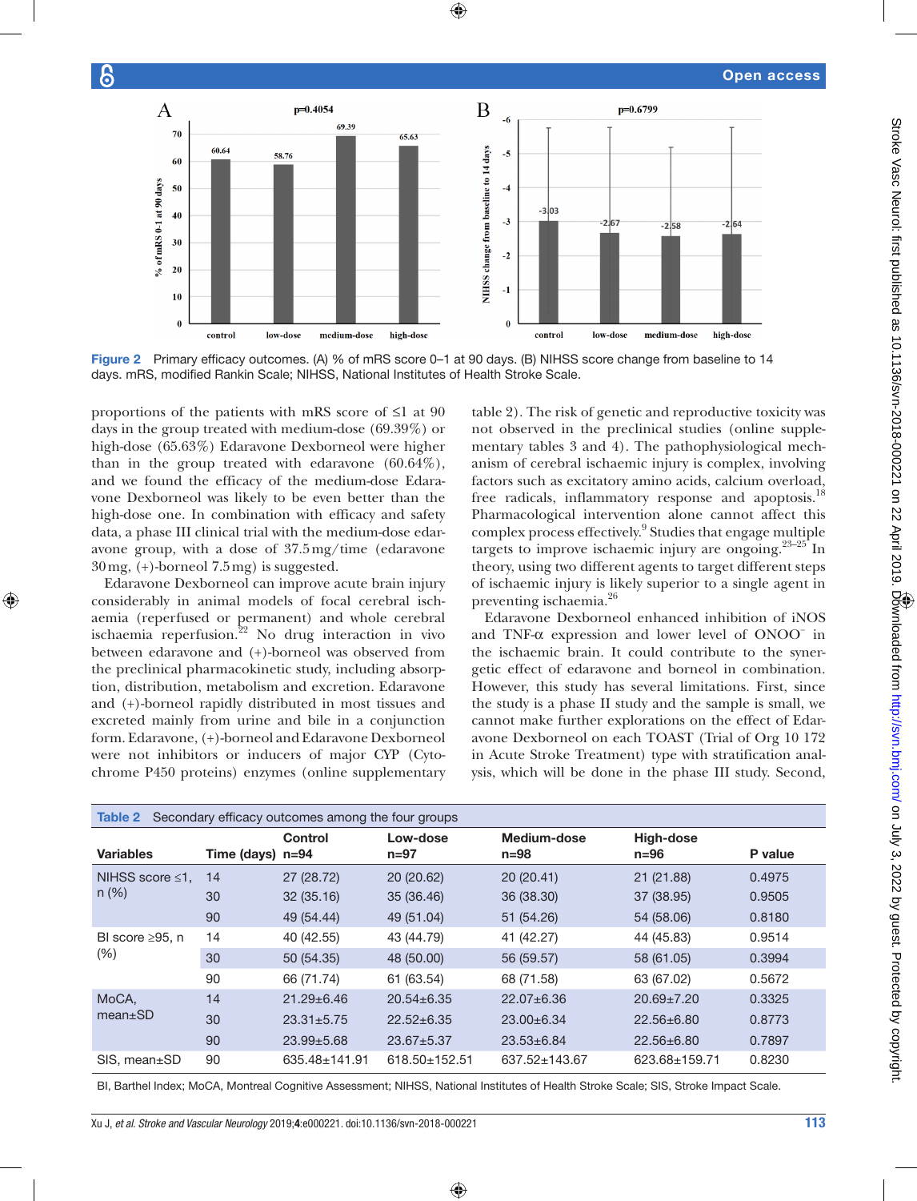Figure 2 Primary efficacy outcomes. (A) % of mRS score 0–1 at 90 days. (B) NIHSS score change from baseline to 14 days. mRS, modified Rankin Scale; NIHSS, National Institutes of Health Stroke Scale.

proportions of the patients with mRS score of ≤1 at 90 days in the group treated with medium-dose (69.39%) or high-dose (65.63%) Edaravone Dexborneol were higher than in the group treated with edaravone (60.64%), and we found the efficacy of the medium-dose Edaravone Dexborneol was likely to be even better than the high-dose one. In combination with efficacy and safety data, a phase III clinical trial with the medium-dose edaravone group, with a dose of 37.5 mg/time (edaravone 30 mg, (+)-borneol 7.5 mg) is suggested.

Edaravone Dexborneol can improve acute brain injury considerably in animal models of focal cerebral ischaemia (reperfused or permanent) and whole cerebral ischaemia reperfusion.[22] No drug interaction in vivo between edaravone and (+)-borneol was observed from the preclinical pharmacokinetic study, including absorption, distribution, metabolism and excretion. Edaravone and (+)-borneol rapidly distributed in most tissues and excreted mainly from urine and bile in a conjunction form. Edaravone, (+)-borneol and Edaravone Dexborneol were not inhibitors or inducers of major CYP (Cytochrome P450 proteins) enzymes (online supplementary table 2). The risk of genetic and reproductive toxicity was not observed in the preclinical studies (online supplementary tables 3 and 4). The pathophysiological mechanism of cerebral ischaemic injury is complex, involving factors such as excitatory amino acids, calcium overload, free radicals, inflammatory response and apoptosis.[18] Pharmacological intervention alone cannot affect this complex process effectively.[9] Studies that engage multiple targets to improve ischaemic injury are ongoing.[23–25] In theory, using two different agents to target different steps of ischaemic injury is likely superior to a single agent in preventing ischaemia.[26]

Edaravone Dexborneol enhanced inhibition of iNOS and TNF-α expression and lower level of $ONOO^-$ in the ischaemic brain. It could contribute to the synergetic effect of edaravone and borneol in combination. However, this study has several limitations. First, since the study is a phase II study and the sample is small, we cannot make further explorations on the effect of Edaravone Dexborneol on each TOAST (Trial of Org 10 172 in Acute Stroke Treatment) type with stratification analysis, which will be done in the phase III study. Second,

Table 2 Secondary efficacy outcomes among the four groups

| Variables | Time (days) | Control n=94 | Low-dose n=97 | Medium-dose n=98 | High-dose n=96 | P value |
|---|---|---|---|---|---|---|
| NIHSS score ≤1, n (%) | 14 | 27 (28.72) | 20 (20.62) | 20 (20.41) | 21 (21.88) | 0.4975 |
| | 30 | 32 (35.16) | 35 (36.46) | 36 (38.30) | 37 (38.95) | 0.9505 |
| | 90 | 49 (54.44) | 49 (51.04) | 51 (54.26) | 54 (58.06) | 0.8180 |
| BI score ≥95, n (%) | 14 | 40 (42.55) | 43 (44.79) | 41 (42.27) | 44 (45.83) | 0.9514 |
| | 30 | 50 (54.35) | 48 (50.00) | 56 (59.57) | 58 (61.05) | 0.3994 |
| | 90 | 66 (71.74) | 61 (63.54) | 68 (71.58) | 63 (67.02) | 0.5672 |
| MoCA, mean±SD | 14 | 21.29±6.46 | 20.54±6.35 | 22.07±6.36 | 20.69±7.20 | 0.3325 |
| | 30 | 23.31±5.75 | 22.52±6.35 | 23.00±6.34 | 22.56±6.80 | 0.8773 |
| | 90 | 23.99±5.68 | 23.67±5.37 | 23.53±6.84 | 22.56±6.80 | 0.7897 |
| SIS, mean±SD | 90 | 635.48±141.91 | 618.50±152.51 | 637.52±143.67 | 623.68±159.71 | 0.8230 |

BI, Barthel Index; MoCA, Montreal Cognitive Assessment; NIHSS, National Institutes of Health Stroke Scale; SIS, Stroke Impact Scale.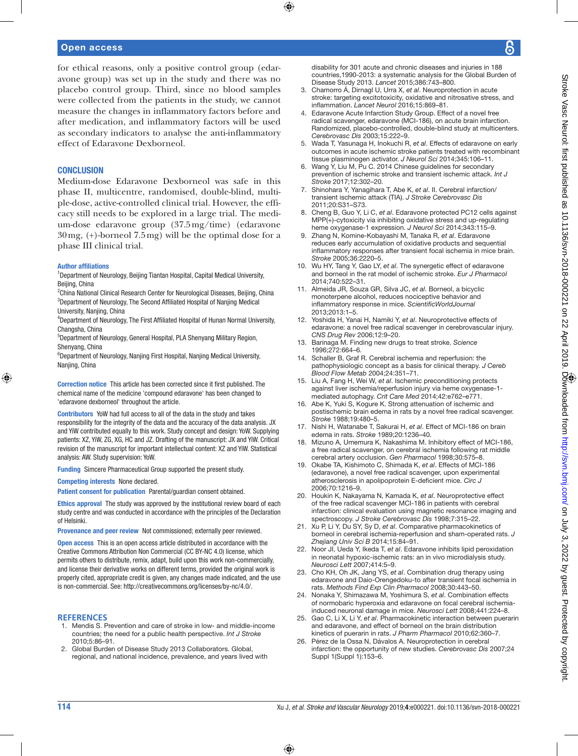for ethical reasons, only a positive control group (edaravone group) was set up in the study and there was no placebo control group. Third, since no blood samples were collected from the patients in the study, we cannot measure the changes in inflammatory factors before and after medication, and inflammatory factors will be used as secondary indicators to analyse the anti-inflammatory effect of Edaravone Dexborneol.

## CONCLUSION

Medium-dose Edaravone Dexborneol was safe in this phase II, multicentre, randomised, double-blind, multiple-dose, active-controlled clinical trial. However, the efficacy still needs to be explored in a large trial. The medium-dose edaravone group (37.5 mg/time) (edaravone 30 mg, (+)-borneol 7.5 mg) will be the optimal dose for a phase III clinical trial.

**Author affiliations**

[1]Department of Neurology, Beijing Tiantan Hospital, Capital Medical University, Beijing, China
[2]China National Clinical Research Center for Neurological Diseases, Beijing, China
[3]Department of Neurology, The Second Affiliated Hospital of Nanjing Medical University, Nanjing, China
[4]Department of Neurology, The First Affiliated Hospital of Hunan Normal University, Changsha, China
[5]Department of Neurology, General Hospital, PLA Shenyang Military Region, Shenyang, China
[6]Department of Neurology, Nanjing First Hospital, Nanjing Medical University, Nanjing, China

**Correction notice** This article has been corrected since it first published. The chemical name of the medicine 'compound edaravone' has been changed to 'edaravone dexborneol' throughout the article.

**Contributors** YoW had full access to all of the data in the study and takes responsibility for the integrity of the data and the accuracy of the data analysis. JX and YiW contributed equally to this work. Study concept and design: YoW. Supplying patients: XZ, YiW, ZG, XG, HC and JZ. Drafting of the manuscript: JX and YiW. Critical revision of the manuscript for important intellectual content: XZ and YiW. Statistical analysis: AW. Study supervision: YoW.

**Funding** Simcere Pharmaceutical Group supported the present study.

**Competing interests** None declared.

**Patient consent for publication** Parental/guardian consent obtained.

**Ethics approval** The study was approved by the institutional review board of each study centre and was conducted in accordance with the principles of the Declaration of Helsinki.

**Provenance and peer review** Not commissioned; externally peer reviewed.

**Open access** This is an open access article distributed in accordance with the Creative Commons Attribution Non Commercial (CC BY-NC 4.0) license, which permits others to distribute, remix, adapt, build upon this work non-commercially, and license their derivative works on different terms, provided the original work is properly cited, appropriate credit is given, any changes made indicated, and the use is non-commercial. See: http://creativecommons.org/licenses/by-nc/4.0/.

## REFERENCES

1. Mendis S. Prevention and care of stroke in low- and middle-income countries; the need for a public health perspective. *Int J Stroke* 2010;5:86–91.
2. Global Burden of Disease Study 2013 Collaborators. Global, regional, and national incidence, prevalence, and years lived with disability for 301 acute and chronic diseases and injuries in 188 countries,1990-2013: a systematic analysis for the Global Burden of Disease Study 2013. *Lancet* 2015;386:743–800.
3. Chamorro Á, Dirnagl U, Urra X, *et al*. Neuroprotection in acute stroke: targeting excitotoxicity, oxidative and nitrosative stress, and inflammation. *Lancet Neurol* 2016;15:869–81.
4. Edaravone Acute Infarction Study Group. Effect of a novel free radical scavenger, edaravone (MCI-186), on acute brain infarction. Randomized, placebo-controlled, double-blind study at multicenters. *Cerebrovasc Dis* 2003;15:222–9.
5. Wada T, Yasunaga H, Inokuchi R, *et al*. Effects of edaravone on early outcomes in acute ischemic stroke patients treated with recombinant tissue plasminogen activator. *J Neurol Sci* 2014;345:106–11.
6. Wang Y, Liu M, Pu C. 2014 Chinese guidelines for secondary prevention of ischemic stroke and transient ischemic attack. *Int J Stroke* 2017;12:302–20.
7. Shinohara Y, Yanagihara T, Abe K, *et al*. II. Cerebral infarction/transient ischemic attack (TIA). *J Stroke Cerebrovasc Dis* 2011;20:S31–S73.
8. Cheng B, Guo Y, Li C, *et al*. Edaravone protected PC12 cells against MPP(+)-cytoxicity via inhibiting oxidative stress and up-regulating heme oxygenase-1 expression. *J Neurol Sci* 2014;343:115–9.
9. Zhang N, Komine-Kobayashi M, Tanaka R, *et al*. Edaravone reduces early accumulation of oxidative products and sequential inflammatory responses after transient focal ischemia in mice brain. *Stroke* 2005;36:2220–5.
10. Wu HY, Tang Y, Gao LY, *et al*. The synergetic effect of edaravone and borneol in the rat model of ischemic stroke. *Eur J Pharmacol* 2014;740:522–31.
11. Almeida JR, Souza GR, Silva JC, *et al*. Borneol, a bicyclic monoterpene alcohol, reduces nociceptive behavior and inflammatory response in mice. *ScientificWorldJournal* 2013;2013:1–5.
12. Yoshida H, Yanai H, Namiki Y, *et al*. Neuroprotective effects of edaravone: a novel free radical scavenger in cerebrovascular injury. *CNS Drug Rev* 2006;12:9–20.
13. Barinaga M. Finding new drugs to treat stroke. *Science* 1996;272:664–6.
14. Schaller B, Graf R. Cerebral ischemia and reperfusion: the pathophysiologic concept as a basis for clinical therapy. *J Cereb Blood Flow Metab* 2004;24:351–71.
15. Liu A, Fang H, Wei W, *et al*. Ischemic preconditioning protects against liver ischemia/reperfusion injury via heme oxygenase-1-mediated autophagy. *Crit Care Med* 2014;42:e762–e771.
16. Abe K, Yuki S, Kogure K. Strong attenuation of ischemic and postischemic brain edema in rats by a novel free radical scavenger. *Stroke* 1988;19:480–5.
17. Nishi H, Watanabe T, Sakurai H, *et al*. Effect of MCI-186 on brain edema in rats. *Stroke* 1989;20:1236–40.
18. Mizuno A, Umemura K, Nakashima M. Inhibitory effect of MCI-186, a free radical scavenger, on cerebral ischemia following rat middle cerebral artery occlusion. *Gen Pharmacol* 1998;30:575–8.
19. Okabe TA, Kishimoto C, Shimada K, *et al*. Effects of MCI-186 (edaravone), a novel free radical scavenger, upon experimental atherosclerosis in apolipoprotein E-deficient mice. *Circ J* 2006;70:1216–9.
20. Houkin K, Nakayama N, Kamada K, *et al*. Neuroprotective effect of the free radical scavenger MCI-186 in patients with cerebral infarction: clinical evaluation using magnetic resonance imaging and spectroscopy. *J Stroke Cerebrovasc Dis* 1998;7:315–22.
21. Xu P, Li Y, Du SY, Sy D, *et al*. Comparative pharmacokinetics of borneol in cerebral ischemia-reperfusion and sham-operated rats. *J Zhejiang Univ Sci B* 2014;15:84–91.
22. Noor JI, Ueda Y, Ikeda T, *et al*. Edaravone inhibits lipid peroxidation in neonatal hypoxic-ischemic rats: an in vivo microdialysis study. *Neurosci Lett* 2007;414:5–9.
23. Cho KH, Oh JK, Jang YS, *et al*. Combination drug therapy using edaravone and Daio-Orengedoku-to after transient focal ischemia in rats. *Methods Find Exp Clin Pharmacol* 2008;30:443–50.
24. Nonaka Y, Shimazawa M, Yoshimura S, *et al*. Combination effects of normobaric hyperoxia and edaravone on focal cerebral ischemia-induced neuronal damage in mice. *Neurosci Lett* 2008;441:224–8.
25. Gao C, Li X, Li Y, *et al*. Pharmacokinetic interaction between puerarin and edaravone, and effect of borneol on the brain distribution kinetics of puerarin in rats. *J Pharm Pharmacol* 2010;62:360–7.
26. Pérez de la Ossa N, Dávalos A. Neuroprotection in cerebral infarction: the opportunity of new studies. *Cerebrovasc Dis* 2007;24 Suppl 1(Suppl 1):153–6.